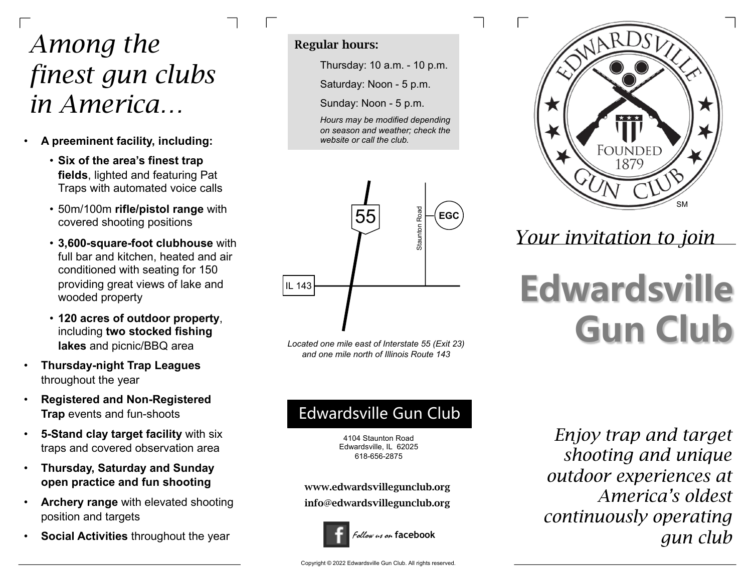# *Among the finest gun clubs in America…*

- **A preeminent facility, including:**
  - **Six of the area's finest trap fields**, lighted and featuring Pat Traps with automated voice calls
  - 50m/100m **rifle/pistol range** with covered shooting positions
  - **3,600-square-foot clubhouse** with full bar and kitchen, heated and air conditioned with seating for 150 providing great views of lake and wooded property
  - **120 acres of outdoor property**, including **two stocked fishing lakes** and picnic/BBQ area
- **Thursday-night Trap Leagues** throughout the year
- **Registered and Non-Registered Trap** events and fun-shoots
- **5-Stand clay target facility** with six traps and covered observation area
- **Thursday, Saturday and Sunday open practice and fun shooting**
- **Archery range** with elevated shooting position and targets
- **Social Activities** throughout the year

**Regular hours:**

Thursday: 10 a.m. - 10 p.m.

Saturday: Noon - 5 p.m.

Sunday: Noon - 5 p.m.

*Hours may be modified depending on season and weather; check the website or call the club.*

55

Staunton Road

EGC

IL 143

*Located one mile east of Interstate 55 (Exit 23) and one mile north of Illinois Route 143*

## Edwardsville Gun Club

4104 Staunton Road
Edwardsville, IL 62025
618-656-2875

**www.edwardsvillegunclub.org**
**info@edwardsvillegunclub.org**

*Follow us on* **facebook**

Copyright © 2022 Edwardsville Gun Club. All rights reserved.

EDWARDSVILLE GUN CLUB
FOUNDED 1879
SM

*Your invitation to join*

# Edwardsville Gun Club

*Enjoy trap and target shooting and unique outdoor experiences at America's oldest continuously operating gun club*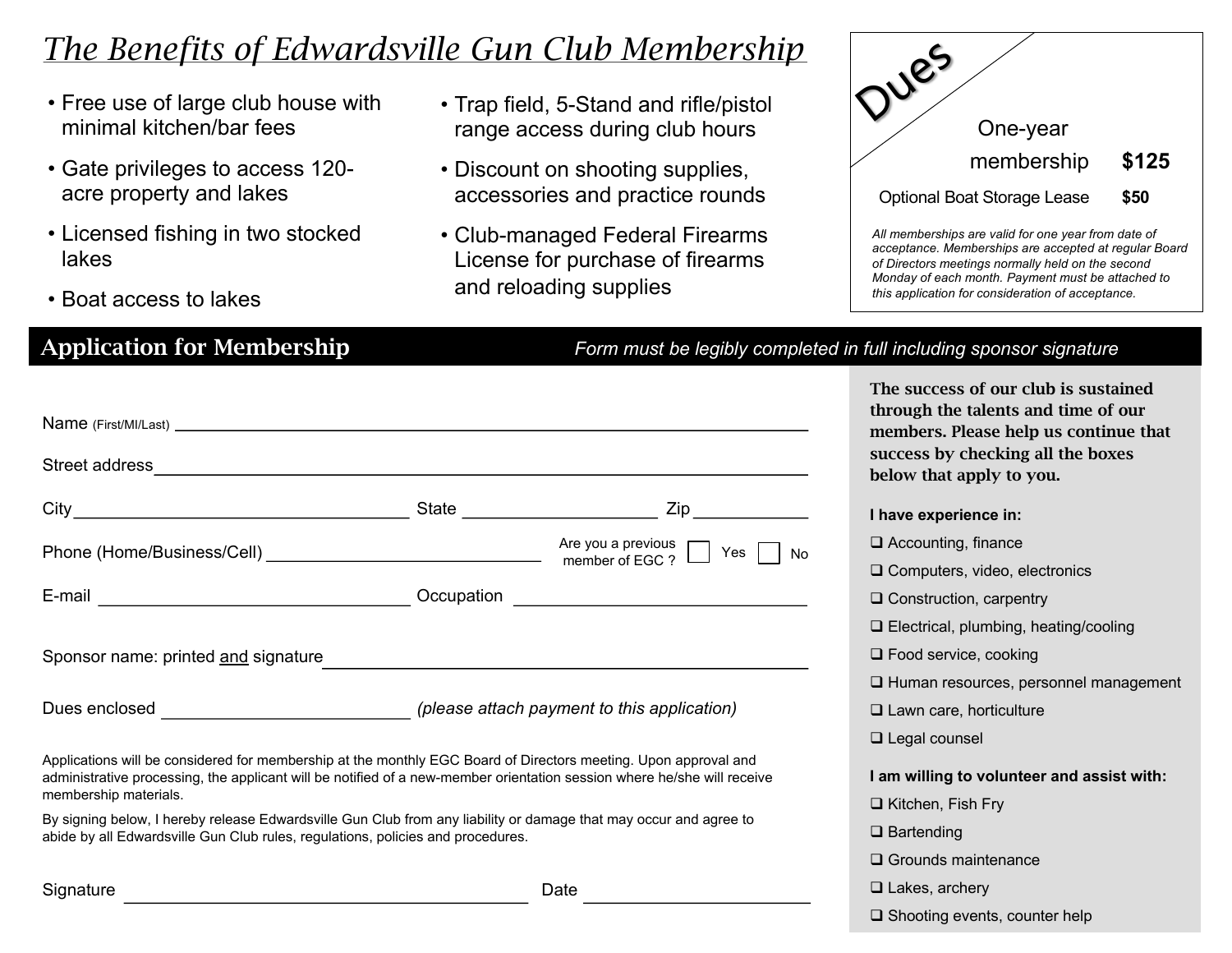# *The Benefits of Edwardsville Gun Club Membership*

- Free use of large club house with minimal kitchen/bar fees
- Gate privileges to access 120-acre property and lakes
- Licensed fishing in two stocked lakes
- Boat access to lakes
- Trap field, 5-Stand and rifle/pistol range access during club hours
- Discount on shooting supplies, accessories and practice rounds
- Club-managed Federal Firearms License for purchase of firearms and reloading supplies

## Dues

| | |
|---|---|
| One-year membership | **$125** |
| Optional Boat Storage Lease | **$50** |

*All memberships are valid for one year from date of acceptance. Memberships are accepted at regular Board of Directors meetings normally held on the second Monday of each month. Payment must be attached to this application for consideration of acceptance.*

## Application for Membership

*Form must be legibly completed in full including sponsor signature*

Name (First/MI/Last) ______________________________

Street address ______________________________

City ____________________ State ____________________ Zip ____________

Phone (Home/Business/Cell) ______________________________ Are you a previous member of EGC ? ☐ Yes ☐ No

E-mail ____________________ Occupation ____________________

Sponsor name: printed and signature ______________________________

Dues enclosed ____________________ *(please attach payment to this application)*

Applications will be considered for membership at the monthly EGC Board of Directors meeting. Upon approval and administrative processing, the applicant will be notified of a new-member orientation session where he/she will receive membership materials.

By signing below, I hereby release Edwardsville Gun Club from any liability or damage that may occur and agree to abide by all Edwardsville Gun Club rules, regulations, policies and procedures.

Signature ______________________________ Date ____________________

**The success of our club is sustained through the talents and time of our members. Please help us continue that success by checking all the boxes below that apply to you.**

**I have experience in:**

- ☐ Accounting, finance
- ☐ Computers, video, electronics
- ☐ Construction, carpentry
- ☐ Electrical, plumbing, heating/cooling
- ☐ Food service, cooking
- ☐ Human resources, personnel management
- ☐ Lawn care, horticulture
- ☐ Legal counsel

**I am willing to volunteer and assist with:**

- ☐ Kitchen, Fish Fry
- ☐ Bartending
- ☐ Grounds maintenance
- ☐ Lakes, archery
- ☐ Shooting events, counter help